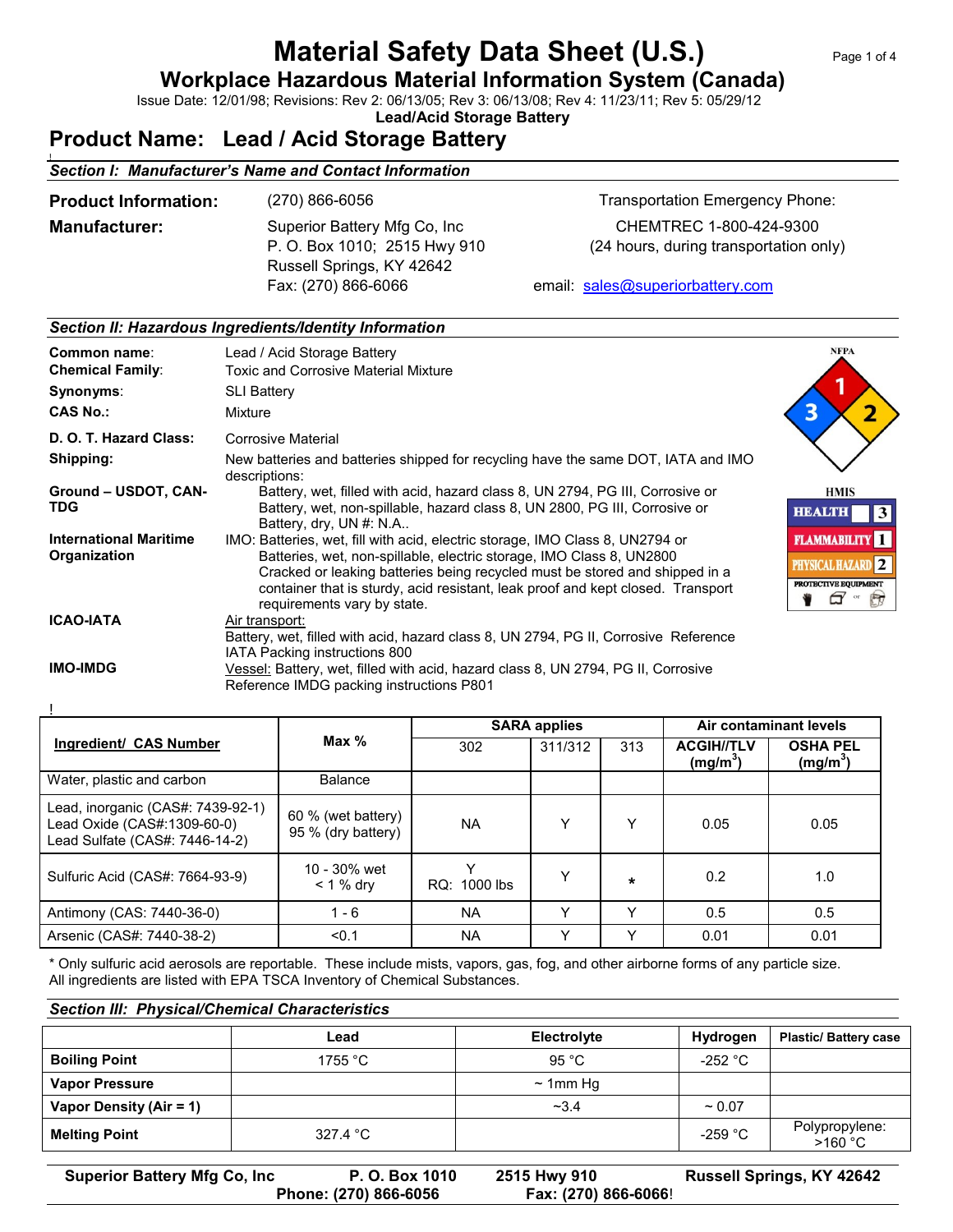# Material Safety Data Sheet (U.S.)

## Workplace Hazardous Material Information System (Canada)

Issue Date: 12/01/98; Revisions: Rev 2: 06/13/05; Rev 3: 06/13/08; Rev 4: 11/23/11; Rev 5: 05/29/12

**Lead/Acid Storage Battery**

# Product Name: Lead / Acid Storage Battery

### *Section I: Manufacturer's Name and Contact Information*

**Product Information:** (270) 866-6056

**Manufacturer:** Superior Battery Mfg Co, Inc
P. O. Box 1010; 2515 Hwy 910
Russell Springs, KY 42642
Fax: (270) 866-6066

Transportation Emergency Phone:
CHEMTREC 1-800-424-9300
(24 hours, during transportation only)

email: sales@superiorbattery.com

### *Section II: Hazardous Ingredients/Identity Information*

**Common name:** Lead / Acid Storage Battery
**Chemical Family:** Toxic and Corrosive Material Mixture
**Synonyms:** SLI Battery
**CAS No.:** Mixture

**D. O. T. Hazard Class:** Corrosive Material

**Shipping:** New batteries and batteries shipped for recycling have the same DOT, IATA and IMO descriptions:

**Ground – USDOT, CAN-TDG** Battery, wet, filled with acid, hazard class 8, UN 2794, PG III, Corrosive or Battery, wet, non-spillable, hazard class 8, UN 2800, PG III, Corrosive or Battery, dry, UN #: N.A..

**International Maritime Organization** IMO: Batteries, wet, fill with acid, electric storage, IMO Class 8, UN2794 or Batteries, wet, non-spillable, electric storage, IMO Class 8, UN2800 Cracked or leaking batteries being recycled must be stored and shipped in a container that is sturdy, acid resistant, leak proof and kept closed. Transport requirements vary by state.

**ICAO-IATA** Air transport: Battery, wet, filled with acid, hazard class 8, UN 2794, PG II, Corrosive Reference IATA Packing instructions 800

**IMO-IMDG** Vessel: Battery, wet, filled with acid, hazard class 8, UN 2794, PG II, Corrosive Reference IMDG packing instructions P801

NFPA: Health 3, Flammability 1, Reactivity 2

HMIS: HEALTH 3; FLAMMABILITY 1; PHYSICAL HAZARD 2; PROTECTIVE EQUIPMENT

| Ingredient/ CAS Number | Max % | SARA applies | | | Air contaminant levels | |
|---|---|---|---|---|---|---|
| | | 302 | 311/312 | 313 | ACGIH//TLV (mg/m$^3$) | OSHA PEL (mg/m$^3$) |
| Water, plastic and carbon | Balance | | | | | |
| Lead, inorganic (CAS#: 7439-92-1) Lead Oxide (CAS#:1309-60-0) Lead Sulfate (CAS#: 7446-14-2) | 60 % (wet battery) 95 % (dry battery) | NA | Y | Y | 0.05 | 0.05 |
| Sulfuric Acid (CAS#: 7664-93-9) | 10 - 30% wet < 1 % dry | Y RQ: 1000 lbs | Y | * | 0.2 | 1.0 |
| Antimony (CAS: 7440-36-0) | 1 - 6 | NA | Y | Y | 0.5 | 0.5 |
| Arsenic (CAS#: 7440-38-2) | <0.1 | NA | Y | Y | 0.01 | 0.01 |

\* Only sulfuric acid aerosols are reportable. These include mists, vapors, gas, fog, and other airborne forms of any particle size.
All ingredients are listed with EPA TSCA Inventory of Chemical Substances.

### *Section III: Physical/Chemical Characteristics*

| | Lead | Electrolyte | Hydrogen | Plastic/ Battery case |
|---|---|---|---|---|
| **Boiling Point** | 1755 °C | 95 °C | -252 °C | |
| **Vapor Pressure** | | ~ 1mm Hg | | |
| **Vapor Density (Air = 1)** | | ~3.4 | ~ 0.07 | |
| **Melting Point** | 327.4 °C | | -259 °C | Polypropylene: >160 °C |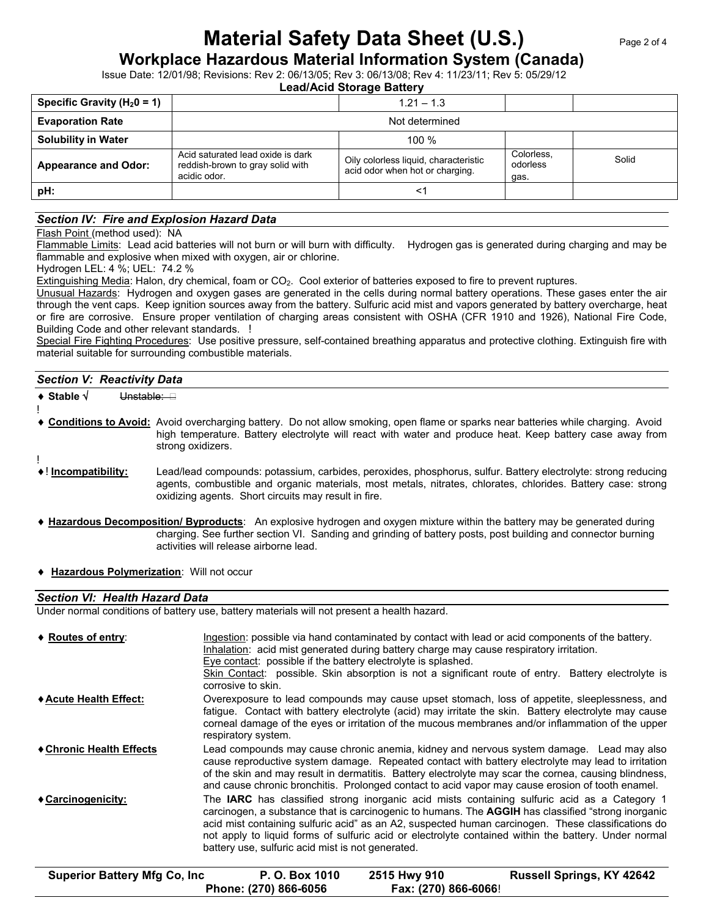# Material Safety Data Sheet (U.S.)

## Workplace Hazardous Material Information System (Canada)

Issue Date: 12/01/98; Revisions: Rev 2: 06/13/05; Rev 3: 06/13/08; Rev 4: 11/23/11; Rev 5: 05/29/12

**Lead/Acid Storage Battery**

| | | | | |
|---|---|---|---|---|
| **Specific Gravity ($H_20$ = 1)** | | 1.21 – 1.3 | | |
| **Evaporation Rate** | Not determined | | | |
| **Solubility in Water** | | 100 % | | |
| **Appearance and Odor:** | Acid saturated lead oxide is dark reddish-brown to gray solid with acidic odor. | Oily colorless liquid, characteristic acid odor when hot or charging. | Colorless, odorless gas. | Solid |
| **pH:** | | <1 | | |

### *Section IV: Fire and Explosion Hazard Data*

Flash Point (method used): NA

Flammable Limits: Lead acid batteries will not burn or will burn with difficulty. Hydrogen gas is generated during charging and may be flammable and explosive when mixed with oxygen, air or chlorine.

Hydrogen LEL: 4 %; UEL: 74.2 %

Extinguishing Media: Halon, dry chemical, foam or $CO_2$. Cool exterior of batteries exposed to fire to prevent ruptures.

Unusual Hazards: Hydrogen and oxygen gases are generated in the cells during normal battery operations. These gases enter the air through the vent caps. Keep ignition sources away from the battery. Sulfuric acid mist and vapors generated by battery overcharge, heat or fire are corrosive. Ensure proper ventilation of charging areas consistent with OSHA (CFR 1910 and 1926), National Fire Code, Building Code and other relevant standards. !

Special Fire Fighting Procedures: Use positive pressure, self-contained breathing apparatus and protective clothing. Extinguish fire with material suitable for surrounding combustible materials.

### *Section V: Reactivity Data*

♦ **Stable** √ ~~Unstable:~~ ☐

!

♦ **Conditions to Avoid:** Avoid overcharging battery. Do not allow smoking, open flame or sparks near batteries while charging. Avoid high temperature. Battery electrolyte will react with water and produce heat. Keep battery case away from strong oxidizers.

!

♦! **Incompatibility:** Lead/lead compounds: potassium, carbides, peroxides, phosphorus, sulfur. Battery electrolyte: strong reducing agents, combustible and organic materials, most metals, nitrates, chlorates, chlorides. Battery case: strong oxidizing agents. Short circuits may result in fire.

♦ **Hazardous Decomposition/ Byproducts**: An explosive hydrogen and oxygen mixture within the battery may be generated during charging. See further section VI. Sanding and grinding of battery posts, post building and connector burning activities will release airborne lead.

♦ **Hazardous Polymerization**: Will not occur

### *Section VI: Health Hazard Data*

Under normal conditions of battery use, battery materials will not present a health hazard.

♦ **Routes of entry**:
Ingestion: possible via hand contaminated by contact with lead or acid components of the battery.
Inhalation: acid mist generated during battery charge may cause respiratory irritation.
Eye contact: possible if the battery electrolyte is splashed.
Skin Contact: possible. Skin absorption is not a significant route of entry. Battery electrolyte is corrosive to skin.

♦ **Acute Health Effect:** Overexposure to lead compounds may cause upset stomach, loss of appetite, sleeplessness, and fatigue. Contact with battery electrolyte (acid) may irritate the skin. Battery electrolyte may cause corneal damage of the eyes or irritation of the mucous membranes and/or inflammation of the upper respiratory system.

♦ **Chronic Health Effects** Lead compounds may cause chronic anemia, kidney and nervous system damage. Lead may also cause reproductive system damage. Repeated contact with battery electrolyte may lead to irritation of the skin and may result in dermatitis. Battery electrolyte may scar the cornea, causing blindness, and cause chronic bronchitis. Prolonged contact to acid vapor may cause erosion of tooth enamel.

♦ **Carcinogenicity:** The **IARC** has classified strong inorganic acid mists containing sulfuric acid as a Category 1 carcinogen, a substance that is carcinogenic to humans. The **AGGIH** has classified "strong inorganic acid mist containing sulfuric acid" as an A2, suspected human carcinogen. These classifications do not apply to liquid forms of sulfuric acid or electrolyte contained within the battery. Under normal battery use, sulfuric acid mist is not generated.

**Superior Battery Mfg Co, Inc** | **P. O. Box 1010** | **2515 Hwy 910** | **Russell Springs, KY 42642**
**Phone: (270) 866-6056** | **Fax: (270) 866-6066**!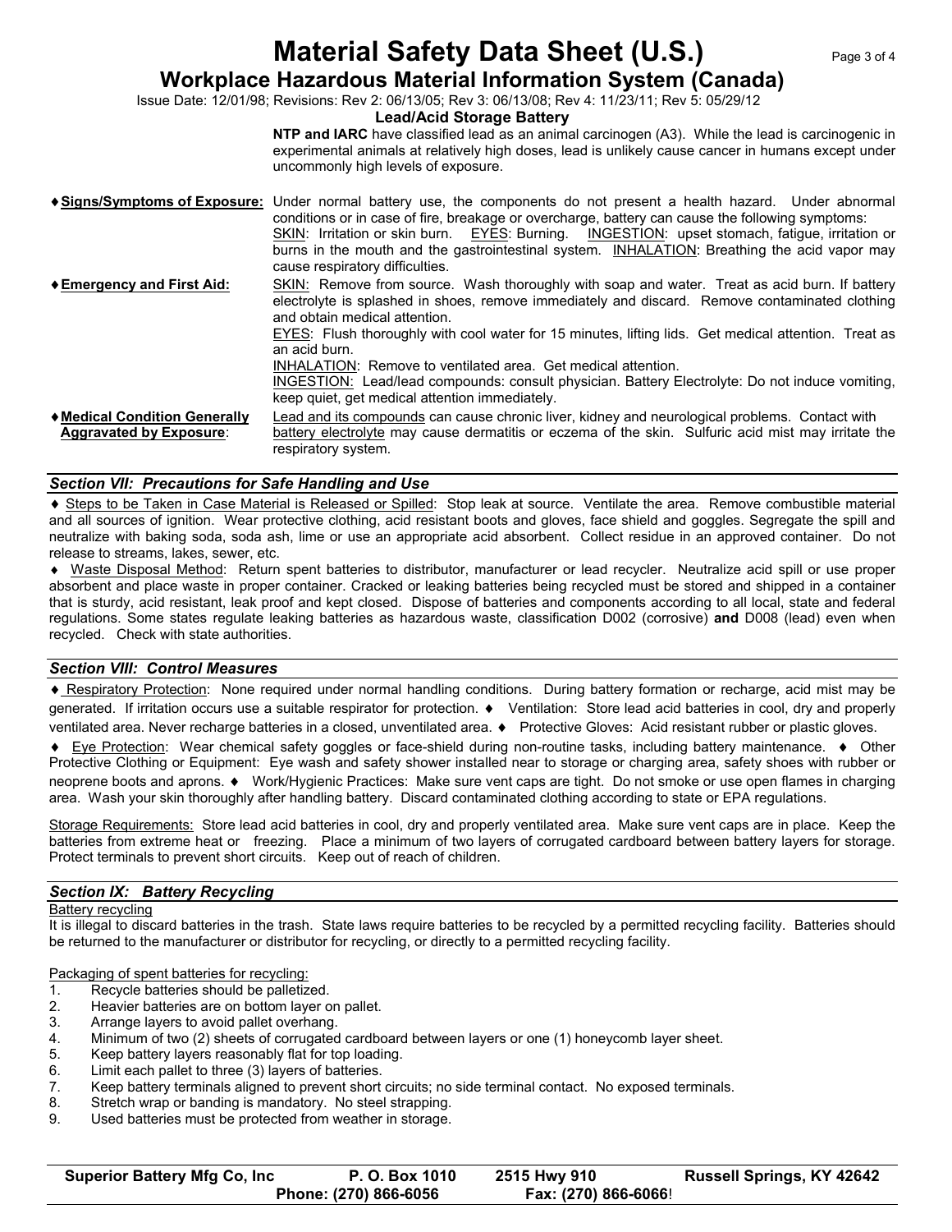**NTP and IARC** have classified lead as an animal carcinogen (A3). While the lead is carcinogenic in experimental animals at relatively high doses, lead is unlikely cause cancer in humans except under uncommonly high levels of exposure.

♦ **Signs/Symptoms of Exposure:** Under normal battery use, the components do not present a health hazard. Under abnormal conditions or in case of fire, breakage or overcharge, battery can cause the following symptoms: SKIN: Irritation or skin burn. EYES: Burning. INGESTION: upset stomach, fatigue, irritation or burns in the mouth and the gastrointestinal system. INHALATION: Breathing the acid vapor may cause respiratory difficulties.

♦ **Emergency and First Aid:** SKIN: Remove from source. Wash thoroughly with soap and water. Treat as acid burn. If battery electrolyte is splashed in shoes, remove immediately and discard. Remove contaminated clothing and obtain medical attention.

EYES: Flush thoroughly with cool water for 15 minutes, lifting lids. Get medical attention. Treat as an acid burn.

INHALATION: Remove to ventilated area. Get medical attention.

INGESTION: Lead/lead compounds: consult physician. Battery Electrolyte: Do not induce vomiting, keep quiet, get medical attention immediately.

♦ **Medical Condition Generally Aggravated by Exposure**: Lead and its compounds can cause chronic liver, kidney and neurological problems. Contact with battery electrolyte may cause dermatitis or eczema of the skin. Sulfuric acid mist may irritate the respiratory system.

## *Section VII: Precautions for Safe Handling and Use*

♦ Steps to be Taken in Case Material is Released or Spilled: Stop leak at source. Ventilate the area. Remove combustible material and all sources of ignition. Wear protective clothing, acid resistant boots and gloves, face shield and goggles. Segregate the spill and neutralize with baking soda, soda ash, lime or use an appropriate acid absorbent. Collect residue in an approved container. Do not release to streams, lakes, sewer, etc.

♦ Waste Disposal Method: Return spent batteries to distributor, manufacturer or lead recycler. Neutralize acid spill or use proper absorbent and place waste in proper container. Cracked or leaking batteries being recycled must be stored and shipped in a container that is sturdy, acid resistant, leak proof and kept closed. Dispose of batteries and components according to all local, state and federal regulations. Some states regulate leaking batteries as hazardous waste, classification D002 (corrosive) **and** D008 (lead) even when recycled. Check with state authorities.

## *Section VIII: Control Measures*

♦ Respiratory Protection: None required under normal handling conditions. During battery formation or recharge, acid mist may be generated. If irritation occurs use a suitable respirator for protection. ♦ Ventilation: Store lead acid batteries in cool, dry and properly ventilated area. Never recharge batteries in a closed, unventilated area. ♦ Protective Gloves: Acid resistant rubber or plastic gloves.

♦ Eye Protection: Wear chemical safety goggles or face-shield during non-routine tasks, including battery maintenance. ♦ Other Protective Clothing or Equipment: Eye wash and safety shower installed near to storage or charging area, safety shoes with rubber or neoprene boots and aprons. ♦ Work/Hygienic Practices: Make sure vent caps are tight. Do not smoke or use open flames in charging area. Wash your skin thoroughly after handling battery. Discard contaminated clothing according to state or EPA regulations.

Storage Requirements: Store lead acid batteries in cool, dry and properly ventilated area. Make sure vent caps are in place. Keep the batteries from extreme heat or freezing. Place a minimum of two layers of corrugated cardboard between battery layers for storage. Protect terminals to prevent short circuits. Keep out of reach of children.

## *Section IX: Battery Recycling*

Battery recycling

It is illegal to discard batteries in the trash. State laws require batteries to be recycled by a permitted recycling facility. Batteries should be returned to the manufacturer or distributor for recycling, or directly to a permitted recycling facility.

Packaging of spent batteries for recycling:

1. Recycle batteries should be palletized.
2. Heavier batteries are on bottom layer on pallet.
3. Arrange layers to avoid pallet overhang.
4. Minimum of two (2) sheets of corrugated cardboard between layers or one (1) honeycomb layer sheet.
5. Keep battery layers reasonably flat for top loading.
6. Limit each pallet to three (3) layers of batteries.
7. Keep battery terminals aligned to prevent short circuits; no side terminal contact. No exposed terminals.
8. Stretch wrap or banding is mandatory. No steel strapping.
9. Used batteries must be protected from weather in storage.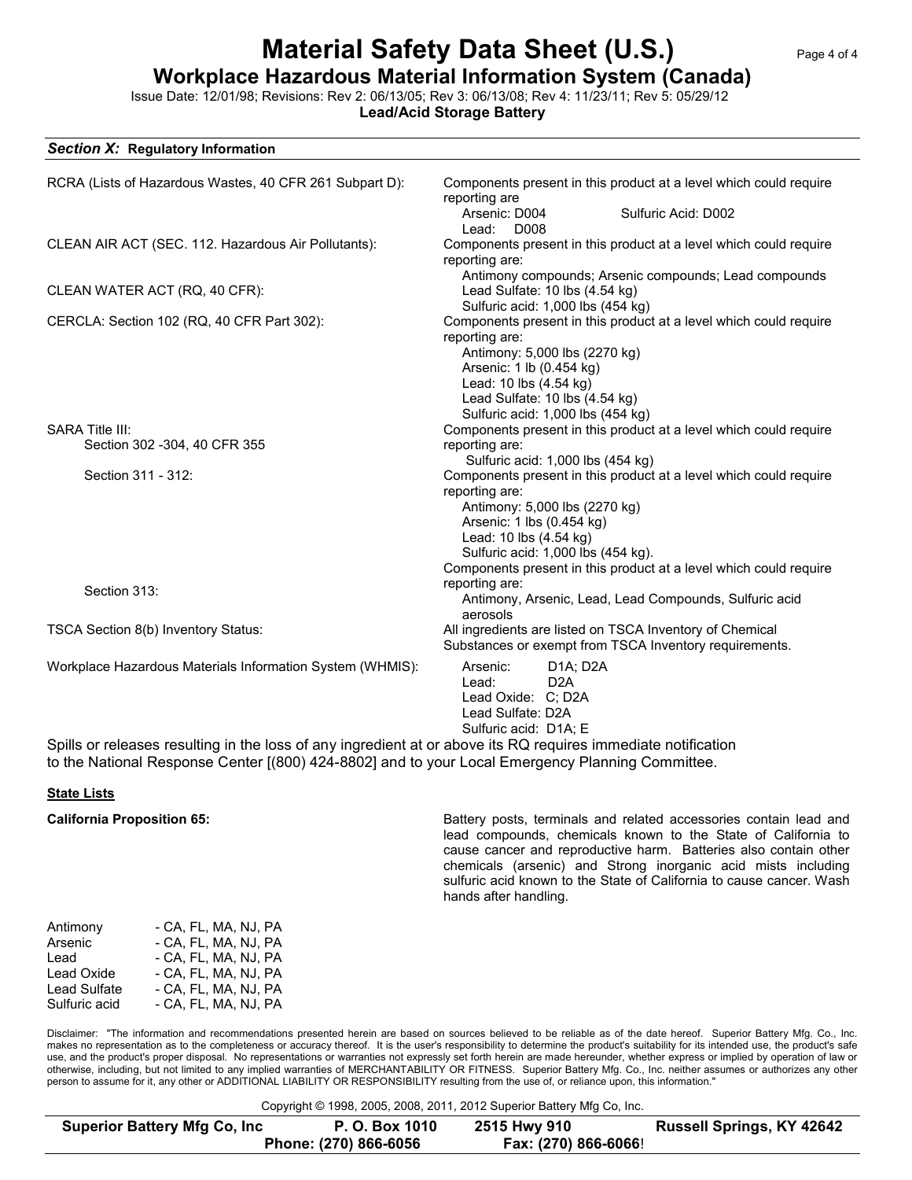# Material Safety Data Sheet (U.S.)

## Workplace Hazardous Material Information System (Canada)

Issue Date: 12/01/98; Revisions: Rev 2: 06/13/05; Rev 3: 06/13/08; Rev 4: 11/23/11; Rev 5: 05/29/12

**Lead/Acid Storage Battery**

### *Section X:* Regulatory Information

| | |
|---|---|
| RCRA (Lists of Hazardous Wastes, 40 CFR 261 Subpart D): | Components present in this product at a level which could require reporting are<br>Arsenic: D004 Sulfuric Acid: D002<br>Lead: D008 |
| CLEAN AIR ACT (SEC. 112. Hazardous Air Pollutants): | Components present in this product at a level which could require reporting are:<br>Antimony compounds; Arsenic compounds; Lead compounds |
| CLEAN WATER ACT (RQ, 40 CFR): | Lead Sulfate: 10 lbs (4.54 kg)<br>Sulfuric acid: 1,000 lbs (454 kg) |
| CERCLA: Section 102 (RQ, 40 CFR Part 302): | Components present in this product at a level which could require reporting are:<br>Antimony: 5,000 lbs (2270 kg)<br>Arsenic: 1 lb (0.454 kg)<br>Lead: 10 lbs (4.54 kg)<br>Lead Sulfate: 10 lbs (4.54 kg)<br>Sulfuric acid: 1,000 lbs (454 kg) |
| SARA Title III:<br>Section 302 -304, 40 CFR 355 | Components present in this product at a level which could require reporting are:<br>Sulfuric acid: 1,000 lbs (454 kg) |
| Section 311 - 312: | Components present in this product at a level which could require reporting are:<br>Antimony: 5,000 lbs (2270 kg)<br>Arsenic: 1 lbs (0.454 kg)<br>Lead: 10 lbs (4.54 kg)<br>Sulfuric acid: 1,000 lbs (454 kg). |
| Section 313: | Components present in this product at a level which could require reporting are:<br>Antimony, Arsenic, Lead, Lead Compounds, Sulfuric acid aerosols |
| TSCA Section 8(b) Inventory Status: | All ingredients are listed on TSCA Inventory of Chemical Substances or exempt from TSCA Inventory requirements. |
| Workplace Hazardous Materials Information System (WHMIS): | Arsenic: D1A; D2A<br>Lead: D2A<br>Lead Oxide: C; D2A<br>Lead Sulfate: D2A<br>Sulfuric acid: D1A; E |

Spills or releases resulting in the loss of any ingredient at or above its RQ requires immediate notification to the National Response Center [(800) 424-8802] and to your Local Emergency Planning Committee.

**State Lists**

**California Proposition 65:** Battery posts, terminals and related accessories contain lead and lead compounds, chemicals known to the State of California to cause cancer and reproductive harm. Batteries also contain other chemicals (arsenic) and Strong inorganic acid mists including sulfuric acid known to the State of California to cause cancer. Wash hands after handling.

| | |
|---|---|
| Antimony | - CA, FL, MA, NJ, PA |
| Arsenic | - CA, FL, MA, NJ, PA |
| Lead | - CA, FL, MA, NJ, PA |
| Lead Oxide | - CA, FL, MA, NJ, PA |
| Lead Sulfate | - CA, FL, MA, NJ, PA |
| Sulfuric acid | - CA, FL, MA, NJ, PA |

Disclaimer: "The information and recommendations presented herein are based on sources believed to be reliable as of the date hereof. Superior Battery Mfg. Co., Inc. makes no representation as to the completeness or accuracy thereof. It is the user's responsibility to determine the product's suitability for its intended use, the product's safe use, and the product's proper disposal. No representations or warranties not expressly set forth herein are made hereunder, whether express or implied by operation of law or otherwise, including, but not limited to any implied warranties of MERCHANTABILITY OR FITNESS. Superior Battery Mfg. Co., Inc. neither assumes or authorizes any other person to assume for it, any other or ADDITIONAL LIABILITY OR RESPONSIBILITY resulting from the use of, or reliance upon, this information."

Copyright © 1998, 2005, 2008, 2011, 2012 Superior Battery Mfg Co, Inc.

**Superior Battery Mfg Co, Inc** | **P. O. Box 1010** | **2515 Hwy 910** | **Russell Springs, KY 42642**
**Phone: (270) 866-6056** | **Fax: (270) 866-6066**!